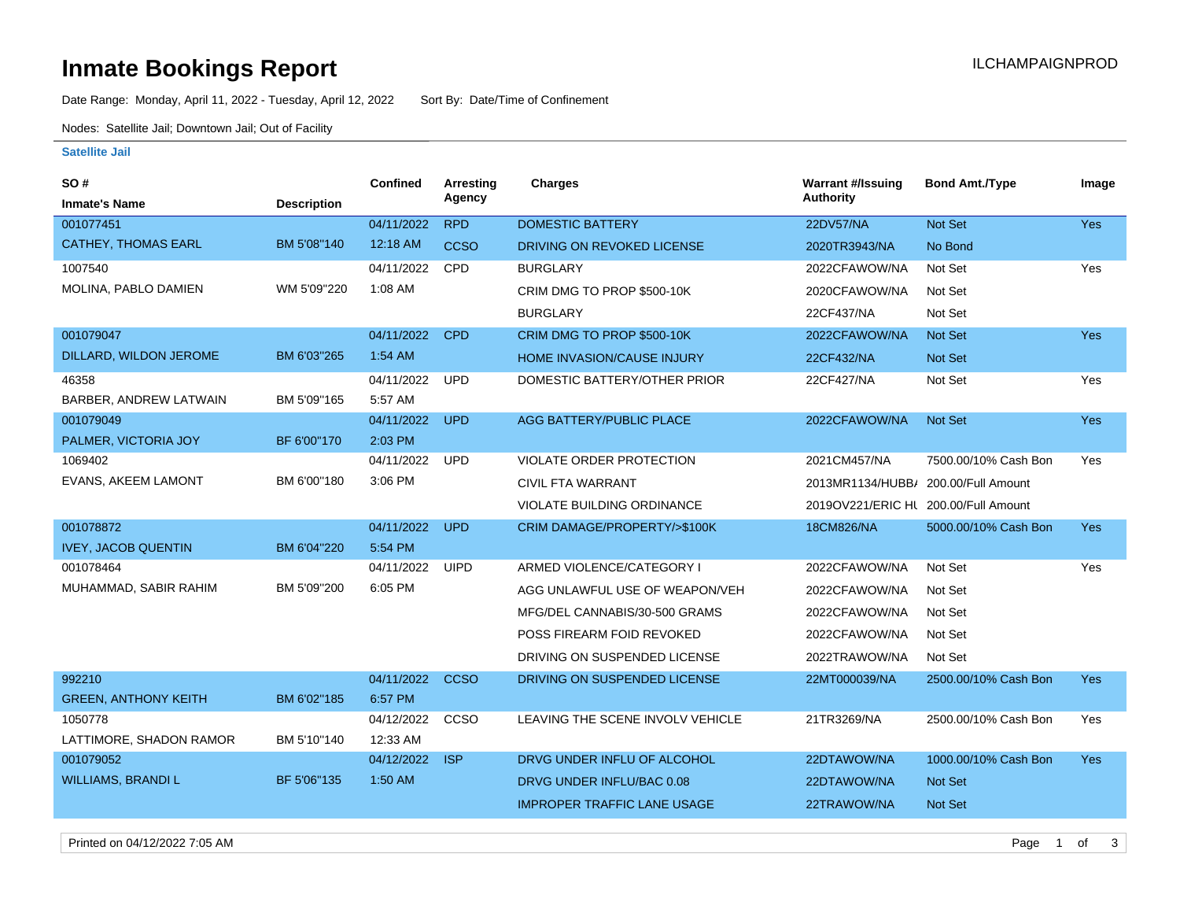# Inmate Bookings Report

ILCHAMPAIGNPROD

Date Range: Monday, April 11, 2022 - Tuesday, April 12, 2022 Sort By: Date/Time of Confinement

Nodes: Satellite Jail; Downtown Jail; Out of Facility

**Satellite Jail**

| SO # / Inmate's Name | Description | Confined | Arresting Agency | Charges | Warrant #/Issuing Authority | Bond Amt./Type | Image |
|---|---|---|---|---|---|---|---|
| 001077451 | | 04/11/2022 | RPD | DOMESTIC BATTERY | 22DV57/NA | Not Set | Yes |
| CATHEY, THOMAS EARL | BM 5'08"140 | 12:18 AM | CCSO | DRIVING ON REVOKED LICENSE | 2020TR3943/NA | No Bond | |
| 1007540 | | 04/11/2022 | CPD | BURGLARY | 2022CFAWOW/NA | Not Set | Yes |
| MOLINA, PABLO DAMIEN | WM 5'09"220 | 1:08 AM | | CRIM DMG TO PROP $500-10K | 2020CFAWOW/NA | Not Set | |
| | | | | BURGLARY | 22CF437/NA | Not Set | |
| 001079047 | | 04/11/2022 | CPD | CRIM DMG TO PROP $500-10K | 2022CFAWOW/NA | Not Set | Yes |
| DILLARD, WILDON JEROME | BM 6'03"265 | 1:54 AM | | HOME INVASION/CAUSE INJURY | 22CF432/NA | Not Set | |
| 46358 | | 04/11/2022 | UPD | DOMESTIC BATTERY/OTHER PRIOR | 22CF427/NA | Not Set | Yes |
| BARBER, ANDREW LATWAIN | BM 5'09"165 | 5:57 AM | | | | | |
| 001079049 | | 04/11/2022 | UPD | AGG BATTERY/PUBLIC PLACE | 2022CFAWOW/NA | Not Set | Yes |
| PALMER, VICTORIA JOY | BF 6'00"170 | 2:03 PM | | | | | |
| 1069402 | | 04/11/2022 | UPD | VIOLATE ORDER PROTECTION | 2021CM457/NA | 7500.00/10% Cash Bon | Yes |
| EVANS, AKEEM LAMONT | BM 6'00"180 | 3:06 PM | | CIVIL FTA WARRANT | 2013MR1134/HUBB/ | 200.00/Full Amount | |
| | | | | VIOLATE BUILDING ORDINANCE | 2019OV221/ERIC HU | 200.00/Full Amount | |
| 001078872 | | 04/11/2022 | UPD | CRIM DAMAGE/PROPERTY/>$100K | 18CM826/NA | 5000.00/10% Cash Bon | Yes |
| IVEY, JACOB QUENTIN | BM 6'04"220 | 5:54 PM | | | | | |
| 001078464 | | 04/11/2022 | UIPD | ARMED VIOLENCE/CATEGORY I | 2022CFAWOW/NA | Not Set | Yes |
| MUHAMMAD, SABIR RAHIM | BM 5'09"200 | 6:05 PM | | AGG UNLAWFUL USE OF WEAPON/VEH | 2022CFAWOW/NA | Not Set | |
| | | | | MFG/DEL CANNABIS/30-500 GRAMS | 2022CFAWOW/NA | Not Set | |
| | | | | POSS FIREARM FOID REVOKED | 2022CFAWOW/NA | Not Set | |
| | | | | DRIVING ON SUSPENDED LICENSE | 2022TRAWOW/NA | Not Set | |
| 992210 | | 04/11/2022 | CCSO | DRIVING ON SUSPENDED LICENSE | 22MT000039/NA | 2500.00/10% Cash Bon | Yes |
| GREEN, ANTHONY KEITH | BM 6'02"185 | 6:57 PM | | | | | |
| 1050778 | | 04/12/2022 | CCSO | LEAVING THE SCENE INVOLV VEHICLE | 21TR3269/NA | 2500.00/10% Cash Bon | Yes |
| LATTIMORE, SHADON RAMOR | BM 5'10"140 | 12:33 AM | | | | | |
| 001079052 | | 04/12/2022 | ISP | DRVG UNDER INFLU OF ALCOHOL | 22DTAWOW/NA | 1000.00/10% Cash Bon | Yes |
| WILLIAMS, BRANDI L | BF 5'06"135 | 1:50 AM | | DRVG UNDER INFLU/BAC 0.08 | 22DTAWOW/NA | Not Set | |
| | | | | IMPROPER TRAFFIC LANE USAGE | 22TRAWOW/NA | Not Set | |

Printed on 04/12/2022 7:05 AM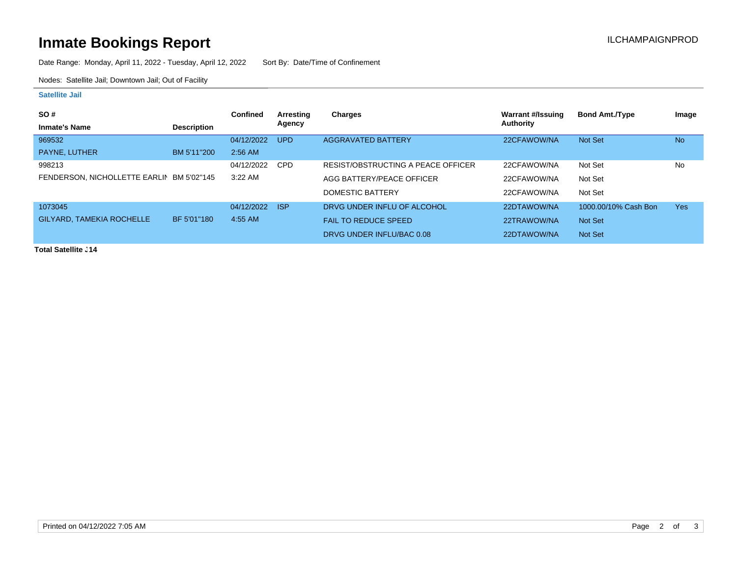# Inmate Bookings Report

ILCHAMPAIGNPROD

Date Range: Monday, April 11, 2022 - Tuesday, April 12, 2022 Sort By: Date/Time of Confinement

Nodes: Satellite Jail; Downtown Jail; Out of Facility

**Satellite Jail**

| SO # / Inmate's Name | Description | Confined | Arresting Agency | Charges | Warrant #/Issuing Authority | Bond Amt./Type | Image |
|---|---|---|---|---|---|---|---|
| 969532 | | 04/12/2022 | UPD | AGGRAVATED BATTERY | 22CFAWOW/NA | Not Set | No |
| PAYNE, LUTHER | BM 5'11"200 | 2:56 AM | | | | | |
| 998213 | | 04/12/2022 | CPD | RESIST/OBSTRUCTING A PEACE OFFICER | 22CFAWOW/NA | Not Set | No |
| FENDERSON, NICHOLLETTE EARLIN | BM 5'02"145 | 3:22 AM | | AGG BATTERY/PEACE OFFICER | 22CFAWOW/NA | Not Set | |
| | | | | DOMESTIC BATTERY | 22CFAWOW/NA | Not Set | |
| 1073045 | | 04/12/2022 | ISP | DRVG UNDER INFLU OF ALCOHOL | 22DTAWOW/NA | 1000.00/10% Cash Bon | Yes |
| GILYARD, TAMEKIA ROCHELLE | BF 5'01"180 | 4:55 AM | | FAIL TO REDUCE SPEED | 22TRAWOW/NA | Not Set | |
| | | | | DRVG UNDER INFLU/BAC 0.08 | 22DTAWOW/NA | Not Set | |

**Total Satellite J14**

Printed on 04/12/2022 7:05 AM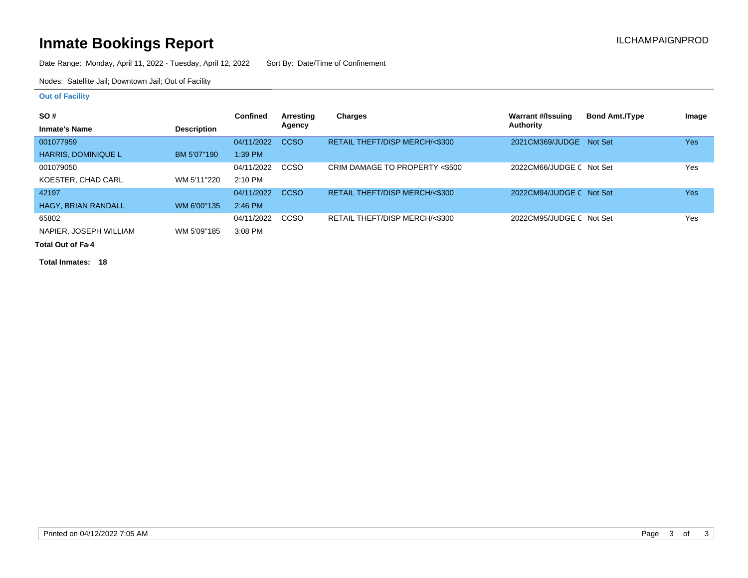# Inmate Bookings Report

ILCHAMPAIGNPROD

Date Range: Monday, April 11, 2022 - Tuesday, April 12, 2022    Sort By: Date/Time of Confinement

Nodes: Satellite Jail; Downtown Jail; Out of Facility

**Out of Facility**

| SO # / Inmate's Name | Description | Confined | Arresting Agency | Charges | Warrant #/Issuing Authority | Bond Amt./Type | Image |
|---|---|---|---|---|---|---|---|
| 001077959<br>HARRIS, DOMINIQUE L | BM 5'07"190 | 04/11/2022<br>1:39 PM | CCSO | RETAIL THEFT/DISP MERCH/<$300 | 2021CM369/JUDGE | Not Set | Yes |
| 001079050<br>KOESTER, CHAD CARL | WM 5'11"220 | 04/11/2022<br>2:10 PM | CCSO | CRIM DAMAGE TO PROPERTY <$500 | 2022CM66/JUDGE C | Not Set | Yes |
| 42197<br>HAGY, BRIAN RANDALL | WM 6'00"135 | 04/11/2022<br>2:46 PM | CCSO | RETAIL THEFT/DISP MERCH/<$300 | 2022CM94/JUDGE C | Not Set | Yes |
| 65802<br>NAPIER, JOSEPH WILLIAM | WM 5'09"185 | 04/11/2022<br>3:08 PM | CCSO | RETAIL THEFT/DISP MERCH/<$300 | 2022CM95/JUDGE C | Not Set | Yes |

**Total Out of Fa 4**

**Total Inmates: 18**

Printed on 04/12/2022 7:05 AM